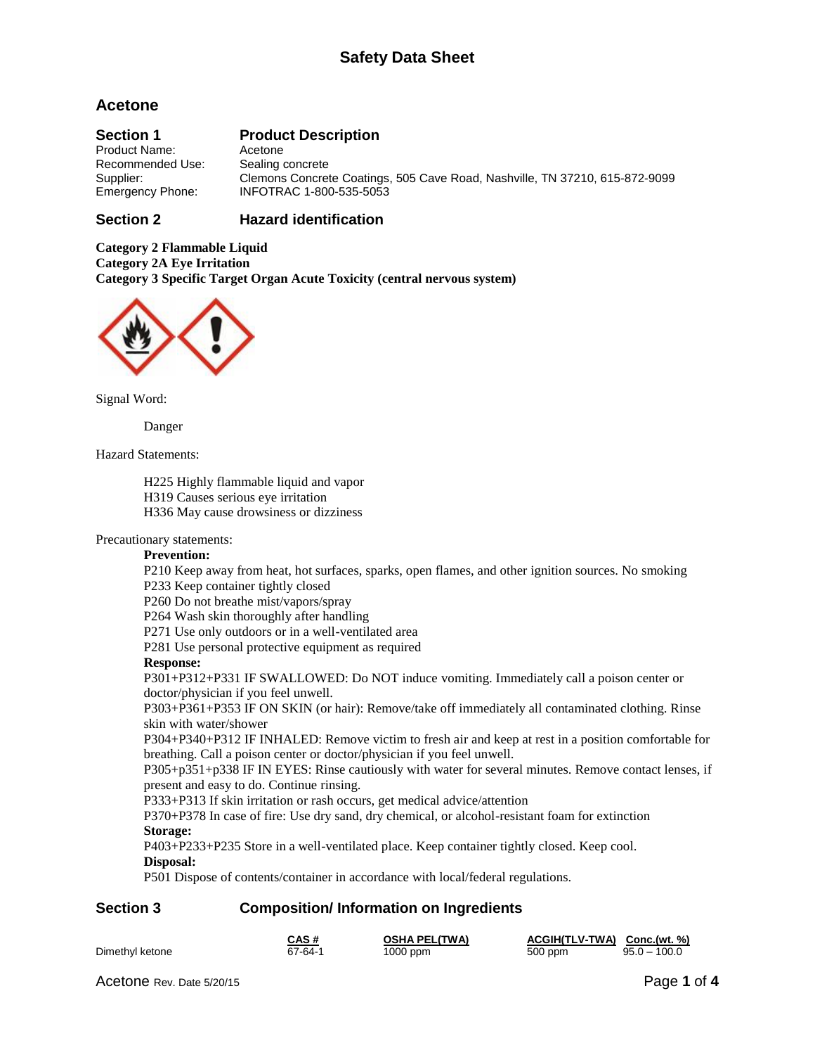# Safety Data Sheet

## Acetone

## Section 1 Product Description

Product Name: Acetone
Recommended Use: Sealing concrete
Supplier: Clemons Concrete Coatings, 505 Cave Road, Nashville, TN 37210, 615-872-9099
Emergency Phone: INFOTRAC 1-800-535-5053

## Section 2 Hazard identification

**Category 2 Flammable Liquid**
**Category 2A Eye Irritation**
**Category 3 Specific Target Organ Acute Toxicity (central nervous system)**

Signal Word:

Danger

Hazard Statements:

H225 Highly flammable liquid and vapor
H319 Causes serious eye irritation
H336 May cause drowsiness or dizziness

Precautionary statements:

**Prevention:**

P210 Keep away from heat, hot surfaces, sparks, open flames, and other ignition sources. No smoking
P233 Keep container tightly closed
P260 Do not breathe mist/vapors/spray
P264 Wash skin thoroughly after handling
P271 Use only outdoors or in a well-ventilated area
P281 Use personal protective equipment as required

**Response:**

P301+P312+P331 IF SWALLOWED: Do NOT induce vomiting. Immediately call a poison center or doctor/physician if you feel unwell.
P303+P361+P353 IF ON SKIN (or hair): Remove/take off immediately all contaminated clothing. Rinse skin with water/shower
P304+P340+P312 IF INHALED: Remove victim to fresh air and keep at rest in a position comfortable for breathing. Call a poison center or doctor/physician if you feel unwell.
P305+p351+p338 IF IN EYES: Rinse cautiously with water for several minutes. Remove contact lenses, if present and easy to do. Continue rinsing.
P333+P313 If skin irritation or rash occurs, get medical advice/attention
P370+P378 In case of fire: Use dry sand, dry chemical, or alcohol-resistant foam for extinction

**Storage:**

P403+P233+P235 Store in a well-ventilated place. Keep container tightly closed. Keep cool.

**Disposal:**

P501 Dispose of contents/container in accordance with local/federal regulations.

## Section 3 Composition/ Information on Ingredients

| | CAS # | OSHA PEL(TWA) | ACGIH(TLV-TWA) | Conc.(wt. %) |
|---|---|---|---|---|
| Dimethyl ketone | 67-64-1 | 1000 ppm | 500 ppm | 95.0 – 100.0 |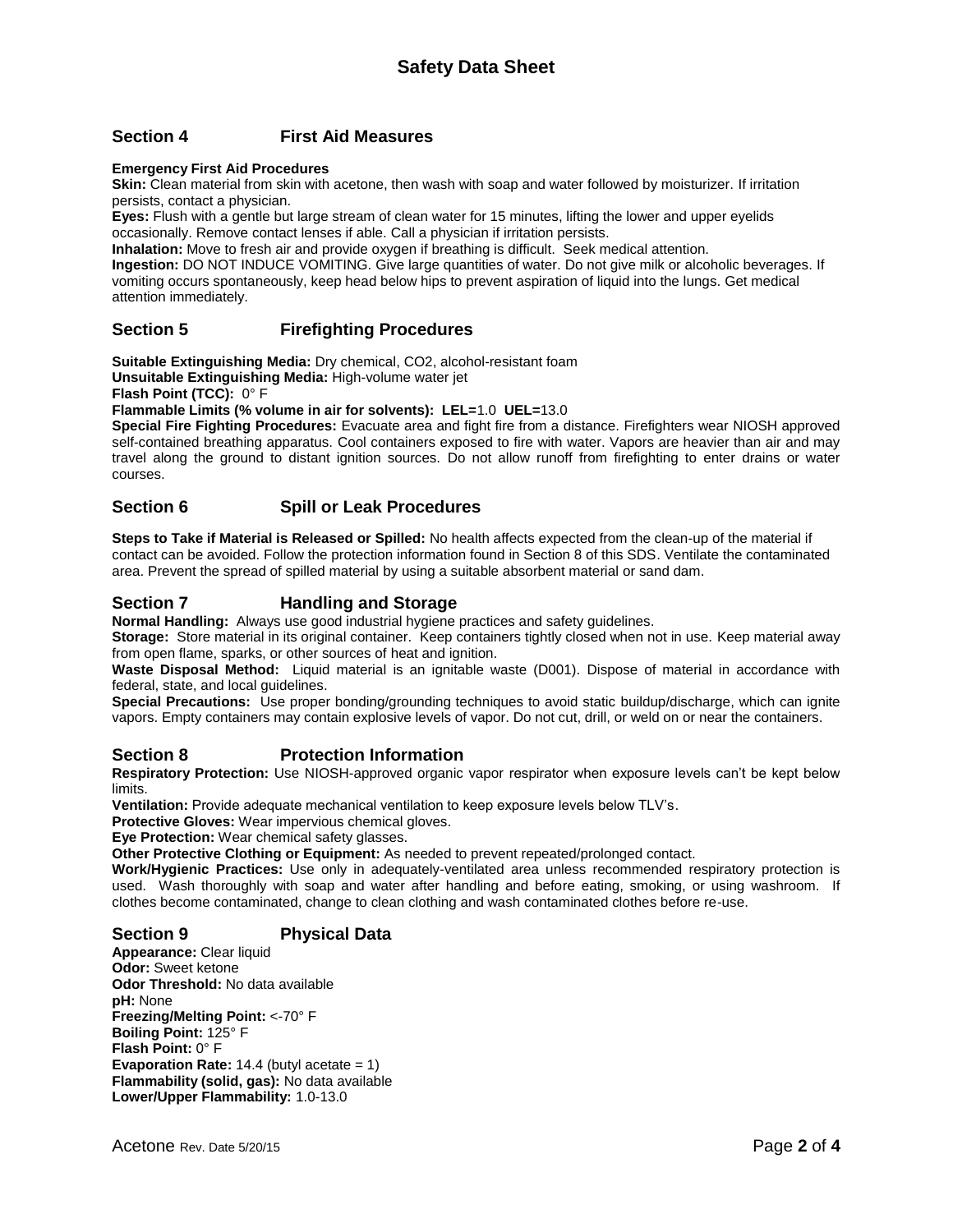# Safety Data Sheet

## Section 4 First Aid Measures

**Emergency First Aid Procedures**

**Skin:** Clean material from skin with acetone, then wash with soap and water followed by moisturizer. If irritation persists, contact a physician.

**Eyes:** Flush with a gentle but large stream of clean water for 15 minutes, lifting the lower and upper eyelids occasionally. Remove contact lenses if able. Call a physician if irritation persists.

**Inhalation:** Move to fresh air and provide oxygen if breathing is difficult. Seek medical attention.

**Ingestion:** DO NOT INDUCE VOMITING. Give large quantities of water. Do not give milk or alcoholic beverages. If vomiting occurs spontaneously, keep head below hips to prevent aspiration of liquid into the lungs. Get medical attention immediately.

## Section 5 Firefighting Procedures

**Suitable Extinguishing Media:** Dry chemical, $CO_2$, alcohol-resistant foam

**Unsuitable Extinguishing Media:** High-volume water jet

**Flash Point (TCC):** 0° F

**Flammable Limits (% volume in air for solvents): LEL=**1.0 **UEL=**13.0

**Special Fire Fighting Procedures:** Evacuate area and fight fire from a distance. Firefighters wear NIOSH approved self-contained breathing apparatus. Cool containers exposed to fire with water. Vapors are heavier than air and may travel along the ground to distant ignition sources. Do not allow runoff from firefighting to enter drains or water courses.

## Section 6 Spill or Leak Procedures

**Steps to Take if Material is Released or Spilled:** No health affects expected from the clean-up of the material if contact can be avoided. Follow the protection information found in Section 8 of this SDS. Ventilate the contaminated area. Prevent the spread of spilled material by using a suitable absorbent material or sand dam.

## Section 7 Handling and Storage

**Normal Handling:** Always use good industrial hygiene practices and safety guidelines.

**Storage:** Store material in its original container. Keep containers tightly closed when not in use. Keep material away from open flame, sparks, or other sources of heat and ignition.

**Waste Disposal Method:** Liquid material is an ignitable waste (D001). Dispose of material in accordance with federal, state, and local guidelines.

**Special Precautions:** Use proper bonding/grounding techniques to avoid static buildup/discharge, which can ignite vapors. Empty containers may contain explosive levels of vapor. Do not cut, drill, or weld on or near the containers.

## Section 8 Protection Information

**Respiratory Protection:** Use NIOSH-approved organic vapor respirator when exposure levels can't be kept below limits.

**Ventilation:** Provide adequate mechanical ventilation to keep exposure levels below TLV's.

**Protective Gloves:** Wear impervious chemical gloves.

**Eye Protection:** Wear chemical safety glasses.

**Other Protective Clothing or Equipment:** As needed to prevent repeated/prolonged contact.

**Work/Hygienic Practices:** Use only in adequately-ventilated area unless recommended respiratory protection is used. Wash thoroughly with soap and water after handling and before eating, smoking, or using washroom. If clothes become contaminated, change to clean clothing and wash contaminated clothes before re-use.

## Section 9 Physical Data

**Appearance:** Clear liquid

**Odor:** Sweet ketone

**Odor Threshold:** No data available

**pH:** None

**Freezing/Melting Point:** <-70° F

**Boiling Point:** 125° F

**Flash Point:** 0° F

**Evaporation Rate:** 14.4 (butyl acetate = 1)

**Flammability (solid, gas):** No data available

**Lower/Upper Flammability:** 1.0-13.0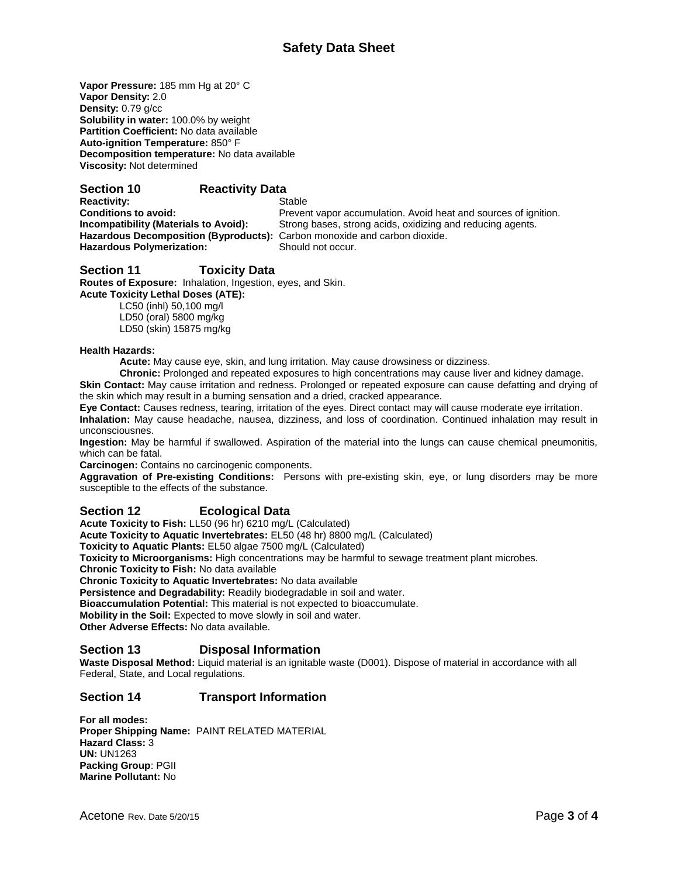**Vapor Pressure:** 185 mm Hg at 20° C
**Vapor Density:** 2.0
**Density:** 0.79 g/cc
**Solubility in water:** 100.0% by weight
**Partition Coefficient:** No data available
**Auto-ignition Temperature:** 850° F
**Decomposition temperature:** No data available
**Viscosity:** Not determined

## Section 10 Reactivity Data

**Reactivity:** Stable
**Conditions to avoid:** Prevent vapor accumulation. Avoid heat and sources of ignition.
**Incompatibility (Materials to Avoid):** Strong bases, strong acids, oxidizing and reducing agents.
**Hazardous Decomposition (Byproducts):** Carbon monoxide and carbon dioxide.
**Hazardous Polymerization:** Should not occur.

## Section 11 Toxicity Data

**Routes of Exposure:** Inhalation, Ingestion, eyes, and Skin.
**Acute Toxicity Lethal Doses (ATE):**

LC50 (inhl) 50,100 mg/l
LD50 (oral) 5800 mg/kg
LD50 (skin) 15875 mg/kg

**Health Hazards:**

**Acute:** May cause eye, skin, and lung irritation. May cause drowsiness or dizziness.

**Chronic:** Prolonged and repeated exposures to high concentrations may cause liver and kidney damage.

**Skin Contact:** May cause irritation and redness. Prolonged or repeated exposure can cause defatting and drying of the skin which may result in a burning sensation and a dried, cracked appearance.

**Eye Contact:** Causes redness, tearing, irritation of the eyes. Direct contact may will cause moderate eye irritation.

**Inhalation:** May cause headache, nausea, dizziness, and loss of coordination. Continued inhalation may result in unconsciousnes.

**Ingestion:** May be harmful if swallowed. Aspiration of the material into the lungs can cause chemical pneumonitis, which can be fatal.

**Carcinogen:** Contains no carcinogenic components.

**Aggravation of Pre-existing Conditions:** Persons with pre-existing skin, eye, or lung disorders may be more susceptible to the effects of the substance.

## Section 12 Ecological Data

**Acute Toxicity to Fish:** LL50 (96 hr) 6210 mg/L (Calculated)
**Acute Toxicity to Aquatic Invertebrates:** EL50 (48 hr) 8800 mg/L (Calculated)
**Toxicity to Aquatic Plants:** EL50 algae 7500 mg/L (Calculated)
**Toxicity to Microorganisms:** High concentrations may be harmful to sewage treatment plant microbes.
**Chronic Toxicity to Fish:** No data available
**Chronic Toxicity to Aquatic Invertebrates:** No data available
**Persistence and Degradability:** Readily biodegradable in soil and water.
**Bioaccumulation Potential:** This material is not expected to bioaccumulate.
**Mobility in the Soil:** Expected to move slowly in soil and water.
**Other Adverse Effects:** No data available.

## Section 13 Disposal Information

**Waste Disposal Method:** Liquid material is an ignitable waste (D001). Dispose of material in accordance with all Federal, State, and Local regulations.

## Section 14 Transport Information

**For all modes:**
**Proper Shipping Name:** PAINT RELATED MATERIAL
**Hazard Class:** 3
**UN:** UN1263
**Packing Group**: PGII
**Marine Pollutant:** No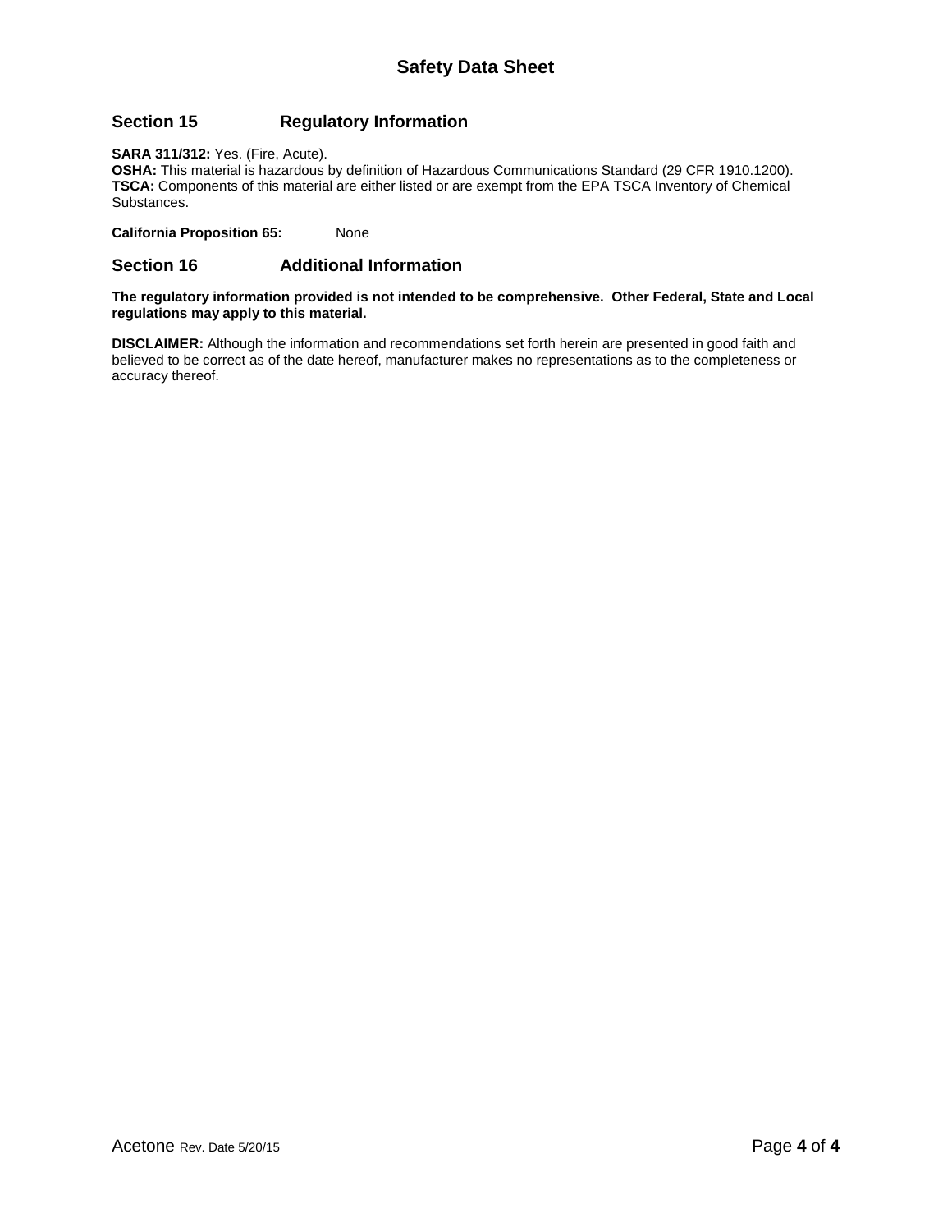## Section 15 Regulatory Information

**SARA 311/312:** Yes. (Fire, Acute).
**OSHA:** This material is hazardous by definition of Hazardous Communications Standard (29 CFR 1910.1200).
**TSCA:** Components of this material are either listed or are exempt from the EPA TSCA Inventory of Chemical Substances.

**California Proposition 65:** None

## Section 16 Additional Information

**The regulatory information provided is not intended to be comprehensive. Other Federal, State and Local regulations may apply to this material.**

**DISCLAIMER:** Although the information and recommendations set forth herein are presented in good faith and believed to be correct as of the date hereof, manufacturer makes no representations as to the completeness or accuracy thereof.